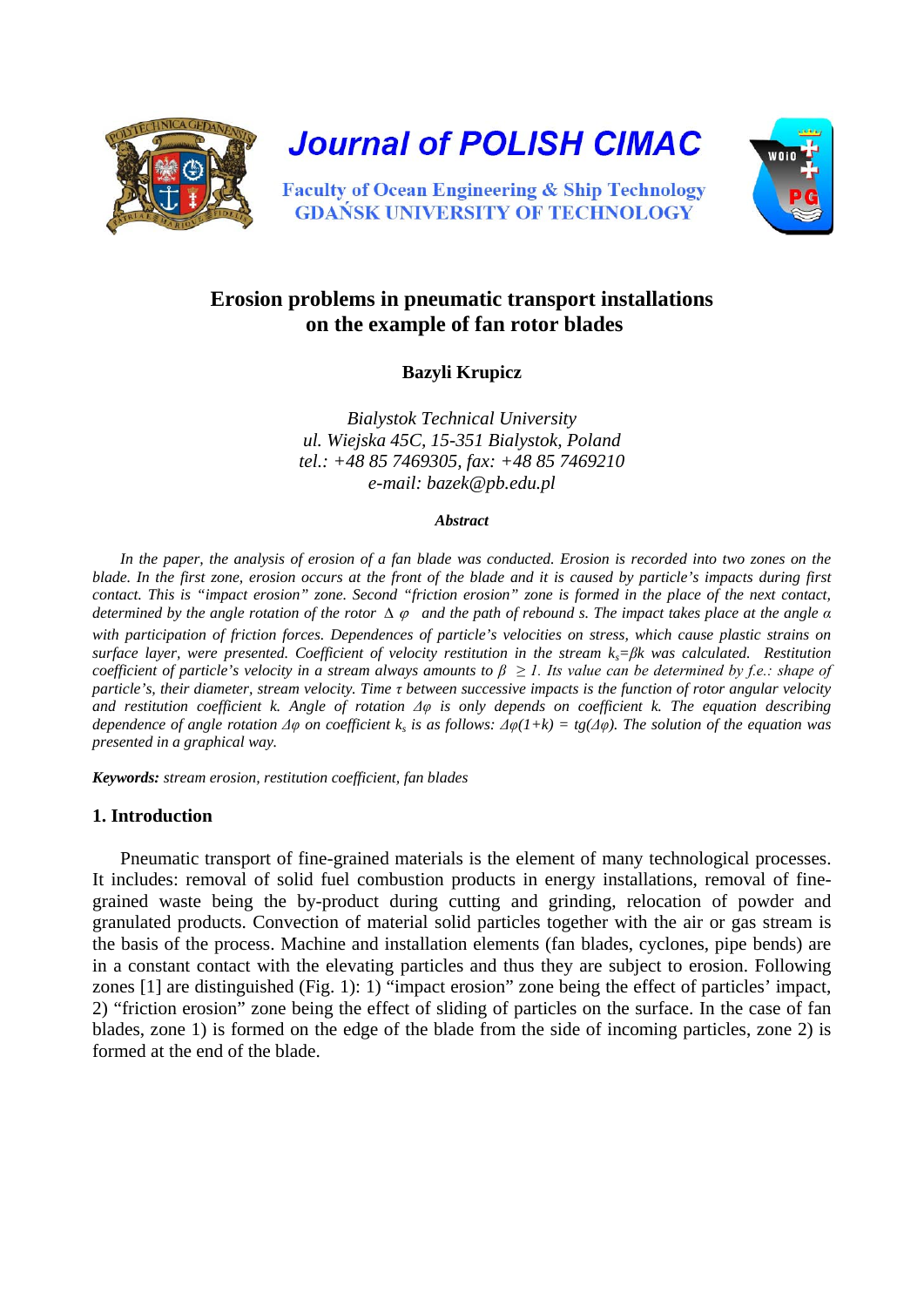# Journal of POLISH CIMAC

Faculty of Ocean Engineering & Ship Technology
GDAŃSK UNIVERSITY OF TECHNOLOGY

## Erosion problems in pneumatic transport installations on the example of fan rotor blades

**Bazyli Krupicz**

*Bialystok Technical University*
*ul. Wiejska 45C, 15-351 Bialystok, Poland*
*tel.: +48 85 7469305, fax: +48 85 7469210*
*e-mail: bazek@pb.edu.pl*

***Abstract***

*In the paper, the analysis of erosion of a fan blade was conducted. Erosion is recorded into two zones on the blade. In the first zone, erosion occurs at the front of the blade and it is caused by particle's impacts during first contact. This is "impact erosion" zone. Second "friction erosion" zone is formed in the place of the next contact, determined by the angle rotation of the rotor $\Delta \varphi$ and the path of rebound s. The impact takes place at the angle $\alpha$ with participation of friction forces. Dependences of particle's velocities on stress, which cause plastic strains on surface layer, were presented. Coefficient of velocity restitution in the stream $k_s=\beta k$ was calculated. Restitution coefficient of particle's velocity in a stream always amounts to $\beta \geq 1$. Its value can be determined by f.e.: shape of particle's, their diameter, stream velocity. Time $\tau$ between successive impacts is the function of rotor angular velocity and restitution coefficient k. Angle of rotation $\Delta\varphi$ is only depends on coefficient k. The equation describing dependence of angle rotation $\Delta\varphi$ on coefficient $k_s$ is as follows: $\Delta\varphi(1+k) = tg(\Delta\varphi)$. The solution of the equation was presented in a graphical way.*

***Keywords:*** *stream erosion, restitution coefficient, fan blades*

### 1. Introduction

Pneumatic transport of fine-grained materials is the element of many technological processes. It includes: removal of solid fuel combustion products in energy installations, removal of fine-grained waste being the by-product during cutting and grinding, relocation of powder and granulated products. Convection of material solid particles together with the air or gas stream is the basis of the process. Machine and installation elements (fan blades, cyclones, pipe bends) are in a constant contact with the elevating particles and thus they are subject to erosion. Following zones [1] are distinguished (Fig. 1): 1) "impact erosion" zone being the effect of particles' impact, 2) "friction erosion" zone being the effect of sliding of particles on the surface. In the case of fan blades, zone 1) is formed on the edge of the blade from the side of incoming particles, zone 2) is formed at the end of the blade.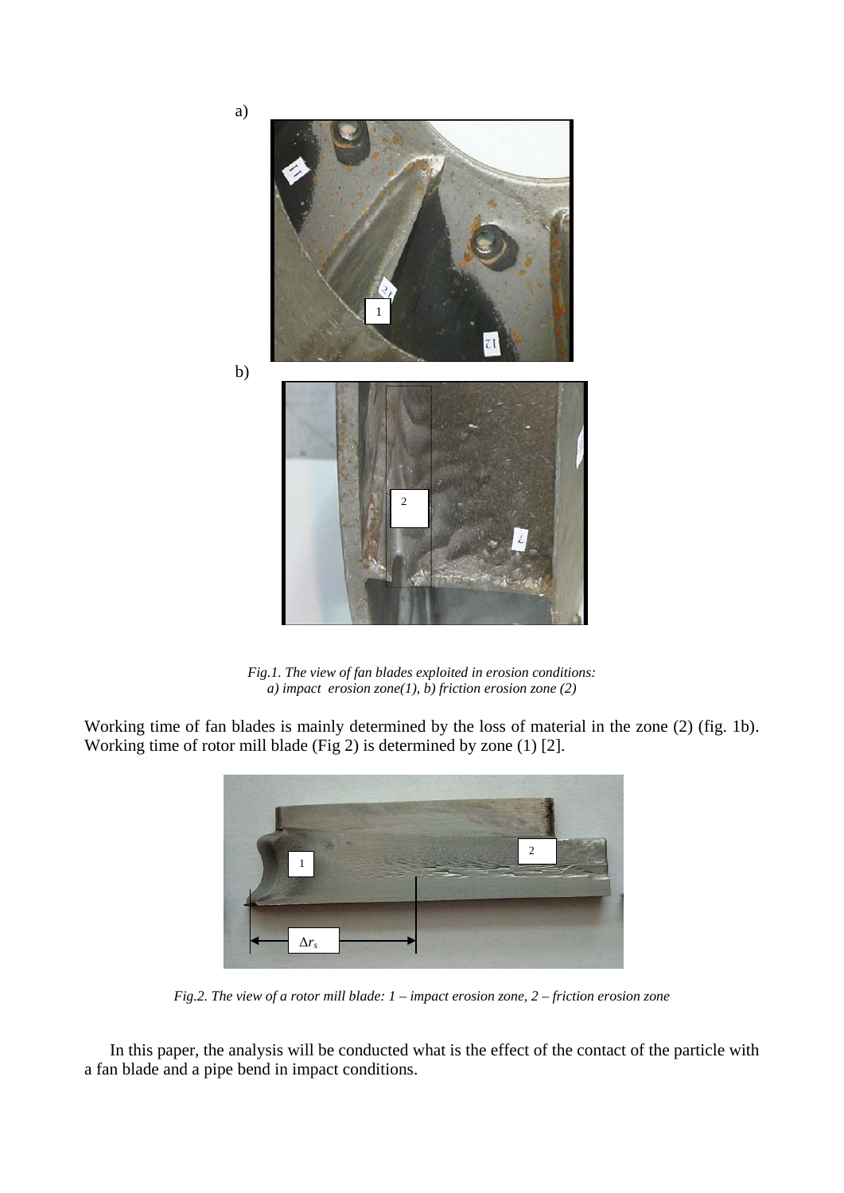a)

b)

*Fig.1. The view of fan blades exploited in erosion conditions:*
*a) impact erosion zone(1), b) friction erosion zone (2)*

Working time of fan blades is mainly determined by the loss of material in the zone (2) (fig. 1b). Working time of rotor mill blade (Fig 2) is determined by zone (1) [2].

*Fig.2. The view of a rotor mill blade: 1 – impact erosion zone, 2 – friction erosion zone*

In this paper, the analysis will be conducted what is the effect of the contact of the particle with a fan blade and a pipe bend in impact conditions.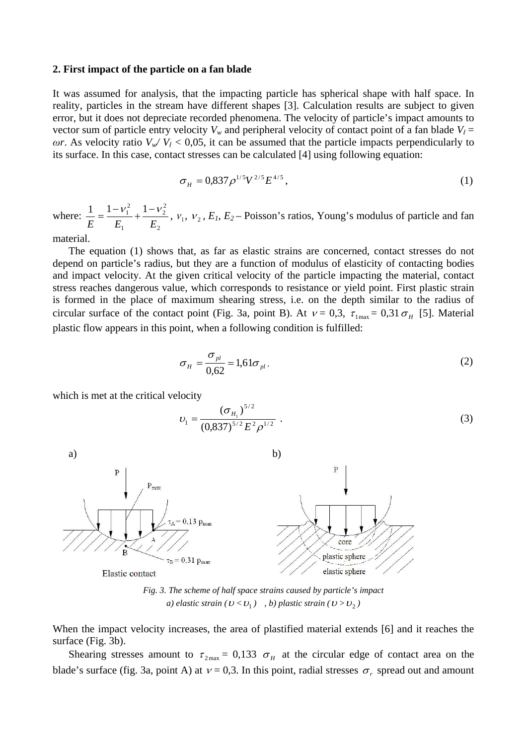## 2. First impact of the particle on a fan blade

It was assumed for analysis, that the impacting particle has spherical shape with half space. In reality, particles in the stream have different shapes [3]. Calculation results are subject to given error, but it does not depreciate recorded phenomena. The velocity of particle's impact amounts to vector sum of particle entry velocity $V_w$ and peripheral velocity of contact point of a fan blade $V_l = \omega r$. As velocity ratio $V_w / V_l < 0{,}05$, it can be assumed that the particle impacts perpendicularly to its surface. In this case, contact stresses can be calculated [4] using following equation:

$$\sigma_H = 0{,}837 \rho^{1/5} V^{2/5} E^{4/5}, \tag{1}$$

where: $\frac{1}{E} = \frac{1-\nu_1^2}{E_1} + \frac{1-\nu_2^2}{E_2}$, $\nu_1$, $\nu_2$, $E_1$, $E_2$ – Poisson's ratios, Young's modulus of particle and fan material.

The equation (1) shows that, as far as elastic strains are concerned, contact stresses do not depend on particle's radius, but they are a function of modulus of elasticity of contacting bodies and impact velocity. At the given critical velocity of the particle impacting the material, contact stress reaches dangerous value, which corresponds to resistance or yield point. First plastic strain is formed in the place of maximum shearing stress, i.e. on the depth similar to the radius of circular surface of the contact point (Fig. 3a, point B). At $\nu = 0{,}3$, $\tau_{1\max} = 0{,}31 \sigma_H$ [5]. Material plastic flow appears in this point, when a following condition is fulfilled:

$$\sigma_H = \frac{\sigma_{pl}}{0{,}62} = 1{,}61 \sigma_{pl}, \tag{2}$$

which is met at the critical velocity

$$\upsilon_1 = \frac{(\sigma_{H_1})^{5/2}}{(0{,}837)^{5/2} E^2 \rho^{1/2}}. \tag{3}$$

*Fig. 3. The scheme of half space strains caused by particle's impact*
*a) elastic strain ($\upsilon < \upsilon_1$), b) plastic strain ($\upsilon > \upsilon_2$)*

When the impact velocity increases, the area of plastified material extends [6] and it reaches the surface (Fig. 3b).

Shearing stresses amount to $\tau_{2\max} = 0{,}133\ \sigma_H$ at the circular edge of contact area on the blade's surface (fig. 3a, point A) at $\nu = 0{,}3$. In this point, radial stresses $\sigma_r$ spread out and amount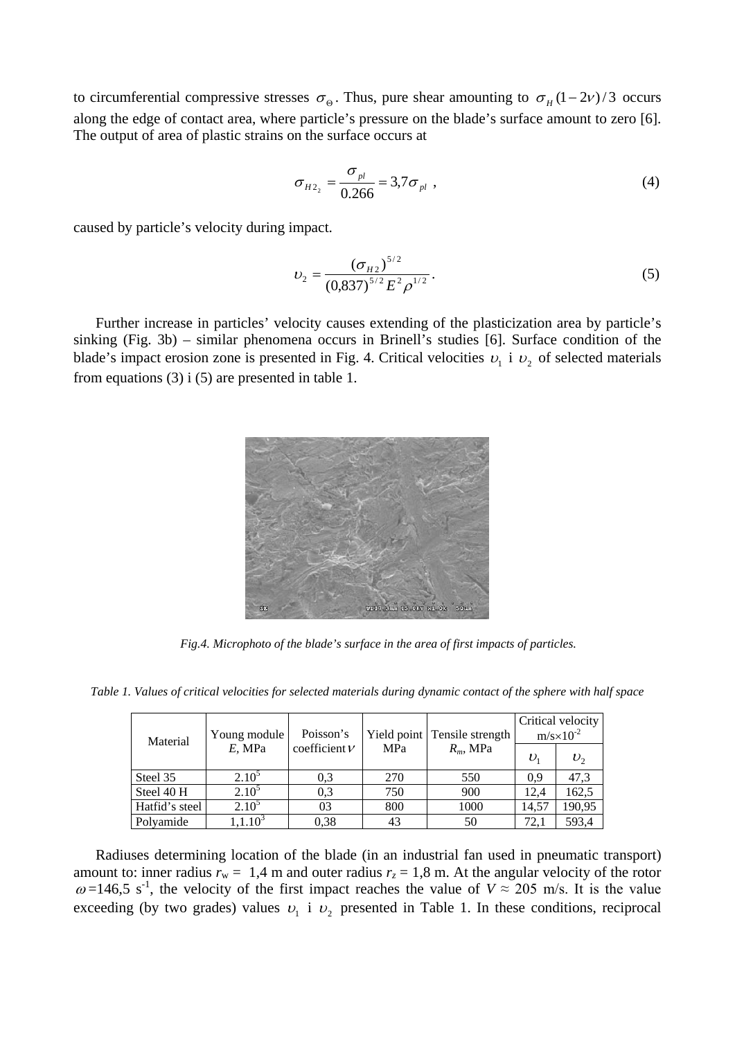to circumferential compressive stresses $\sigma_\Theta$. Thus, pure shear amounting to $\sigma_H(1-2\nu)/3$ occurs along the edge of contact area, where particle's pressure on the blade's surface amount to zero [6]. The output of area of plastic strains on the surface occurs at

$$\sigma_{H2_2} = \frac{\sigma_{pl}}{0.266} = 3{,}7\sigma_{pl} \ , \tag{4}$$

caused by particle's velocity during impact.

$$\upsilon_2 = \frac{(\sigma_{H2})^{5/2}}{(0{,}837)^{5/2} E^2 \rho^{1/2}} \, . \tag{5}$$

Further increase in particles' velocity causes extending of the plasticization area by particle's sinking (Fig. 3b) – similar phenomena occurs in Brinell's studies [6]. Surface condition of the blade's impact erosion zone is presented in Fig. 4. Critical velocities $\upsilon_1$ i $\upsilon_2$ of selected materials from equations (3) i (5) are presented in table 1.

*Fig.4. Microphoto of the blade's surface in the area of first impacts of particles.*

*Table 1. Values of critical velocities for selected materials during dynamic contact of the sphere with half space*

| Material | Young module $E$, MPa | Poisson's coefficient $\nu$ | Yield point MPa | Tensile strength $R_m$, MPa | Critical velocity m/s×$10^{-2}$ | |
|---|---|---|---|---|---|---|
| | | | | | $\upsilon_1$ | $\upsilon_2$ |
| Steel 35 | $2.10^5$ | 0,3 | 270 | 550 | 0,9 | 47,3 |
| Steel 40 H | $2.10^5$ | 0,3 | 750 | 900 | 12,4 | 162,5 |
| Hatfid's steel | $2.10^5$ | 03 | 800 | 1000 | 14,57 | 190,95 |
| Polyamide | $1{,}1.10^3$ | 0,38 | 43 | 50 | 72,1 | 593,4 |

Radiuses determining location of the blade (in an industrial fan used in pneumatic transport) amount to: inner radius $r_w$ = 1,4 m and outer radius $r_z$ = 1,8 m. At the angular velocity of the rotor $\omega$ =146,5 s$^{-1}$, the velocity of the first impact reaches the value of $V \approx$ 205 m/s. It is the value exceeding (by two grades) values $\upsilon_1$ i $\upsilon_2$ presented in Table 1. In these conditions, reciprocal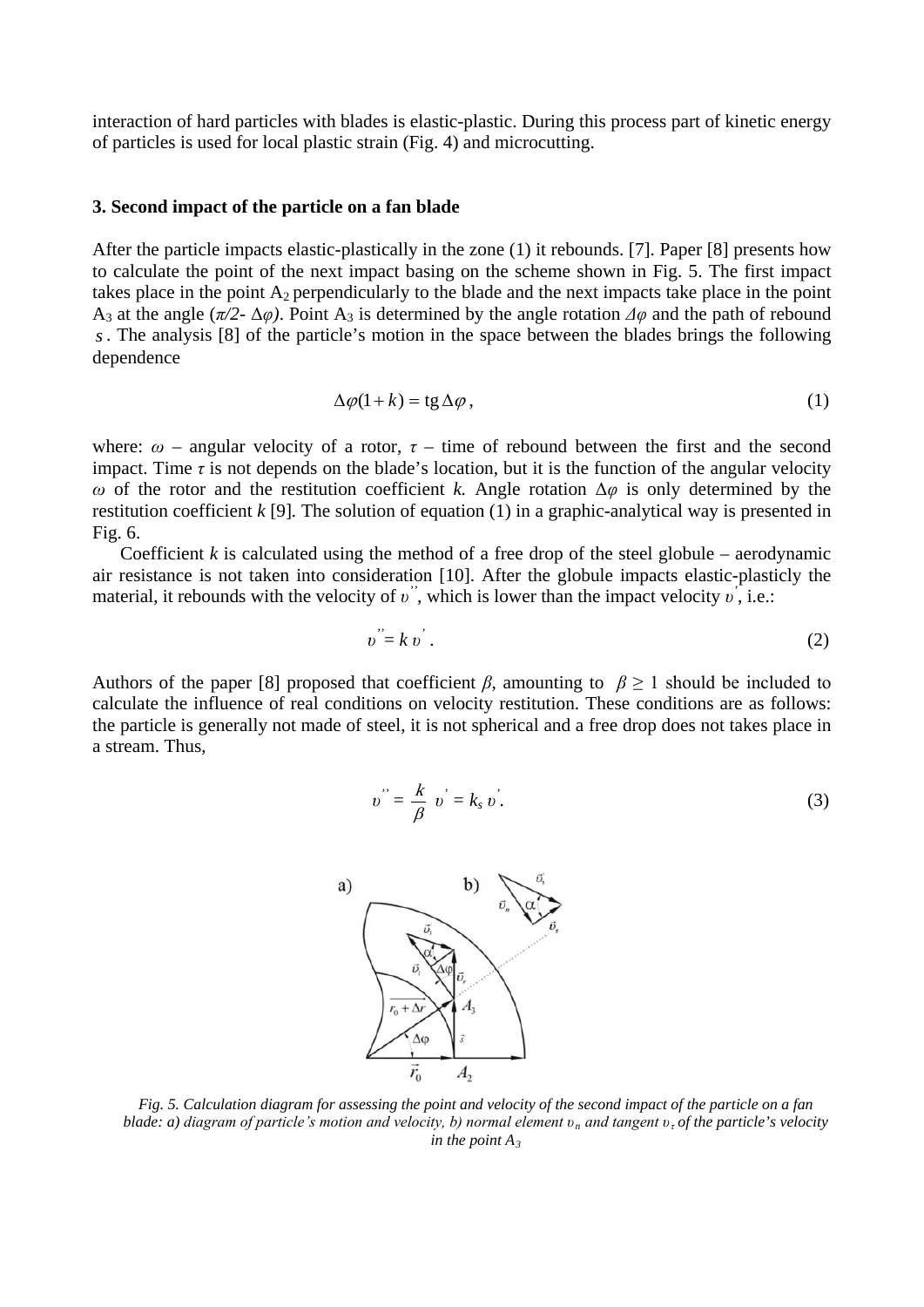interaction of hard particles with blades is elastic-plastic. During this process part of kinetic energy of particles is used for local plastic strain (Fig. 4) and microcutting.

### 3. Second impact of the particle on a fan blade

After the particle impacts elastic-plastically in the zone (1) it rebounds. [7]. Paper [8] presents how to calculate the point of the next impact basing on the scheme shown in Fig. 5. The first impact takes place in the point $A_2$ perpendicularly to the blade and the next impacts take place in the point $A_3$ at the angle ($\pi/2$- $\Delta\varphi$). Point $A_3$ is determined by the angle rotation $\Delta\varphi$ and the path of rebound $s$. The analysis [8] of the particle's motion in the space between the blades brings the following dependence

$$\Delta\varphi(1+k) = \operatorname{tg}\Delta\varphi \,, \tag{1}$$

where: $\omega$ – angular velocity of a rotor, $\tau$ – time of rebound between the first and the second impact. Time $\tau$ is not depends on the blade's location, but it is the function of the angular velocity $\omega$ of the rotor and the restitution coefficient $k$. Angle rotation $\Delta\varphi$ is only determined by the restitution coefficient $k$ [9]. The solution of equation (1) in a graphic-analytical way is presented in Fig. 6.

Coefficient $k$ is calculated using the method of a free drop of the steel globule – aerodynamic air resistance is not taken into consideration [10]. After the globule impacts elastic-plasticly the material, it rebounds with the velocity of $\upsilon''$, which is lower than the impact velocity $\upsilon'$, i.e.:

$$\upsilon'' = k\,\upsilon' \,. \tag{2}$$

Authors of the paper [8] proposed that coefficient $\beta$, amounting to $\beta \geq 1$ should be included to calculate the influence of real conditions on velocity restitution. These conditions are as follows: the particle is generally not made of steel, it is not spherical and a free drop does not takes place in a stream. Thus,

$$\upsilon'' = \frac{k}{\beta}\,\upsilon' = k_s\,\upsilon' . \tag{3}$$

*Fig. 5. Calculation diagram for assessing the point and velocity of the second impact of the particle on a fan blade: a) diagram of particle's motion and velocity, b) normal element $\upsilon_n$ and tangent $\upsilon_\tau$ of the particle's velocity in the point $A_3$*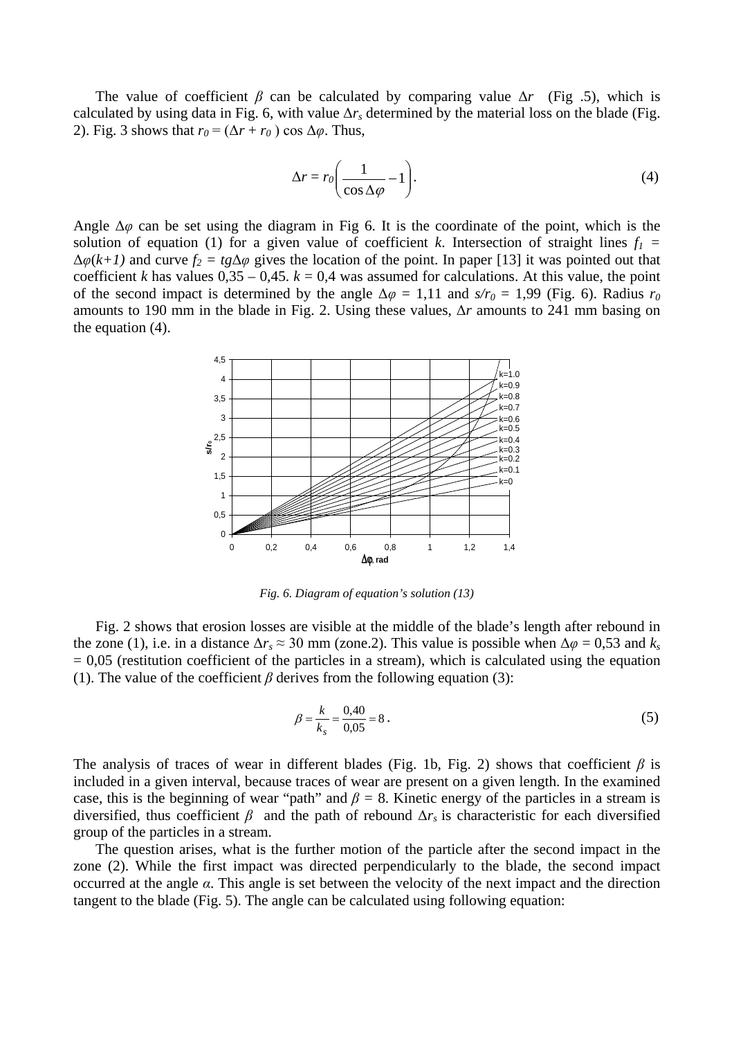The value of coefficient $\beta$ can be calculated by comparing value $\Delta r$ (Fig .5), which is calculated by using data in Fig. 6, with value $\Delta r_s$ determined by the material loss on the blade (Fig. 2). Fig. 3 shows that $r_0 = (\Delta r + r_0)\cos\Delta\varphi$. Thus,

$$\Delta r = r_0\left(\frac{1}{\cos\Delta\varphi} - 1\right). \tag{4}$$

Angle $\Delta\varphi$ can be set using the diagram in Fig 6. It is the coordinate of the point, which is the solution of equation (1) for a given value of coefficient $k$. Intersection of straight lines $f_1 = \Delta\varphi(k+1)$ and curve $f_2 = tg\Delta\varphi$ gives the location of the point. In paper [13] it was pointed out that coefficient $k$ has values 0,35 – 0,45. $k = 0{,}4$ was assumed for calculations. At this value, the point of the second impact is determined by the angle $\Delta\varphi = 1{,}11$ and $s/r_0 = 1{,}99$ (Fig. 6). Radius $r_0$ amounts to 190 mm in the blade in Fig. 2. Using these values, $\Delta r$ amounts to 241 mm basing on the equation (4).

*Fig. 6. Diagram of equation's solution (13)*

Fig. 2 shows that erosion losses are visible at the middle of the blade's length after rebound in the zone (1), i.e. in a distance $\Delta r_s \approx 30$ mm (zone.2). This value is possible when $\Delta\varphi = 0{,}53$ and $k_s = 0{,}05$ (restitution coefficient of the particles in a stream), which is calculated using the equation (1). The value of the coefficient $\beta$ derives from the following equation (3):

$$\beta = \frac{k}{k_s} = \frac{0{,}40}{0{,}05} = 8\,. \tag{5}$$

The analysis of traces of wear in different blades (Fig. 1b, Fig. 2) shows that coefficient $\beta$ is included in a given interval, because traces of wear are present on a given length. In the examined case, this is the beginning of wear "path" and $\beta = 8$. Kinetic energy of the particles in a stream is diversified, thus coefficient $\beta$ and the path of rebound $\Delta r_s$ is characteristic for each diversified group of the particles in a stream.

The question arises, what is the further motion of the particle after the second impact in the zone (2). While the first impact was directed perpendicularly to the blade, the second impact occurred at the angle $\alpha$. This angle is set between the velocity of the next impact and the direction tangent to the blade (Fig. 5). The angle can be calculated using following equation: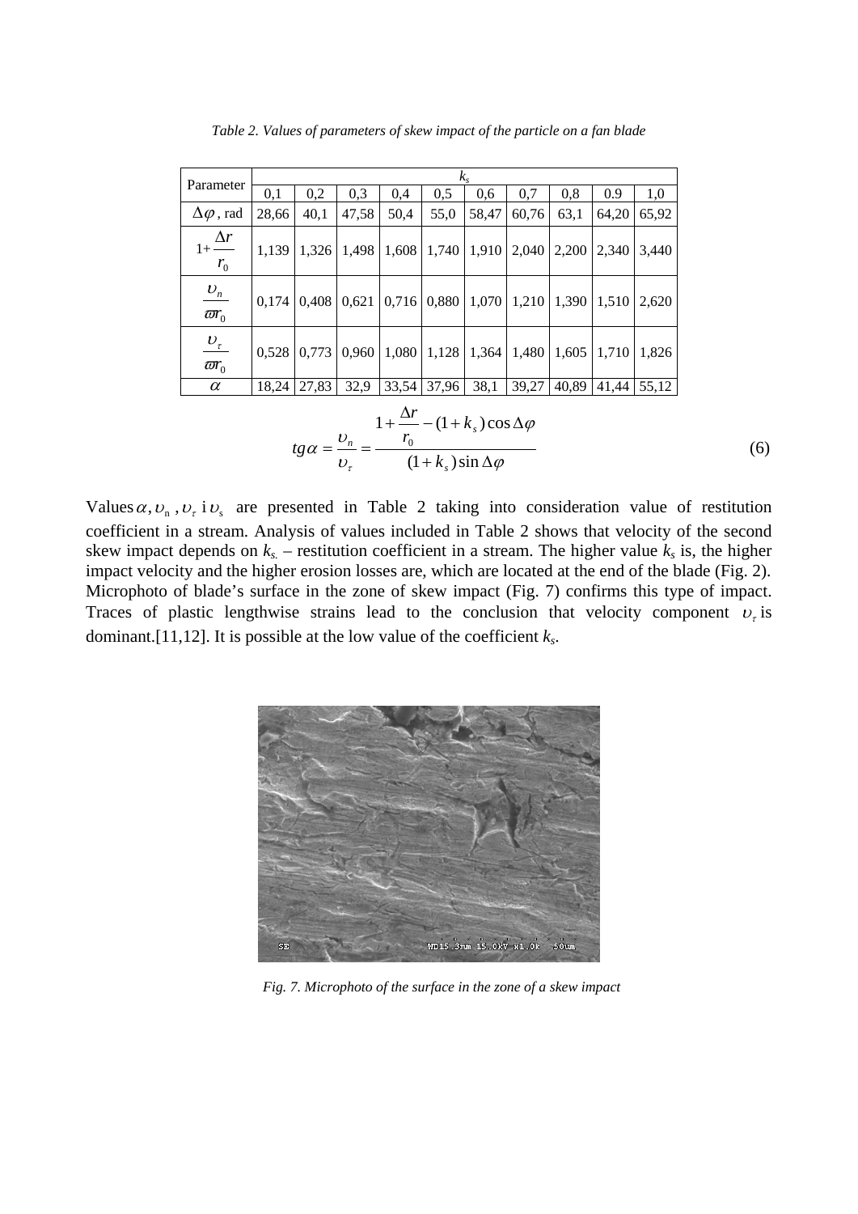*Table 2. Values of parameters of skew impact of the particle on a fan blade*

| Parameter | $k_s$ | | | | | | | | | |
|---|---|---|---|---|---|---|---|---|---|---|
| | 0,1 | 0,2 | 0,3 | 0,4 | 0,5 | 0,6 | 0,7 | 0,8 | 0.9 | 1,0 |
| $\Delta\varphi$, rad | 28,66 | 40,1 | 47,58 | 50,4 | 55,0 | 58,47 | 60,76 | 63,1 | 64,20 | 65,92 |
| $1+\frac{\Delta r}{r_0}$ | 1,139 | 1,326 | 1,498 | 1,608 | 1,740 | 1,910 | 2,040 | 2,200 | 2,340 | 3,440 |
| $\frac{\upsilon_n}{\varpi r_0}$ | 0,174 | 0,408 | 0,621 | 0,716 | 0,880 | 1,070 | 1,210 | 1,390 | 1,510 | 2,620 |
| $\frac{\upsilon_\tau}{\varpi r_0}$ | 0,528 | 0,773 | 0,960 | 1,080 | 1,128 | 1,364 | 1,480 | 1,605 | 1,710 | 1,826 |
| $\alpha$ | 18,24 | 27,83 | 32,9 | 33,54 | 37,96 | 38,1 | 39,27 | 40,89 | 41,44 | 55,12 |

$$tg\alpha = \frac{\upsilon_n}{\upsilon_\tau} = \frac{1+\frac{\Delta r}{r_0} - (1+k_s)\cos\Delta\varphi}{(1+k_s)\sin\Delta\varphi} \tag{6}$$

Values $\alpha, \upsilon_n, \upsilon_\tau$ i $\upsilon_s$ are presented in Table 2 taking into consideration value of restitution coefficient in a stream. Analysis of values included in Table 2 shows that velocity of the second skew impact depends on $k_s$ – restitution coefficient in a stream. The higher value $k_s$ is, the higher impact velocity and the higher erosion losses are, which are located at the end of the blade (Fig. 2). Microphoto of blade's surface in the zone of skew impact (Fig. 7) confirms this type of impact. Traces of plastic lengthwise strains lead to the conclusion that velocity component $\upsilon_\tau$ is dominant.[11,12]. It is possible at the low value of the coefficient $k_s$.

*Fig. 7. Microphoto of the surface in the zone of a skew impact*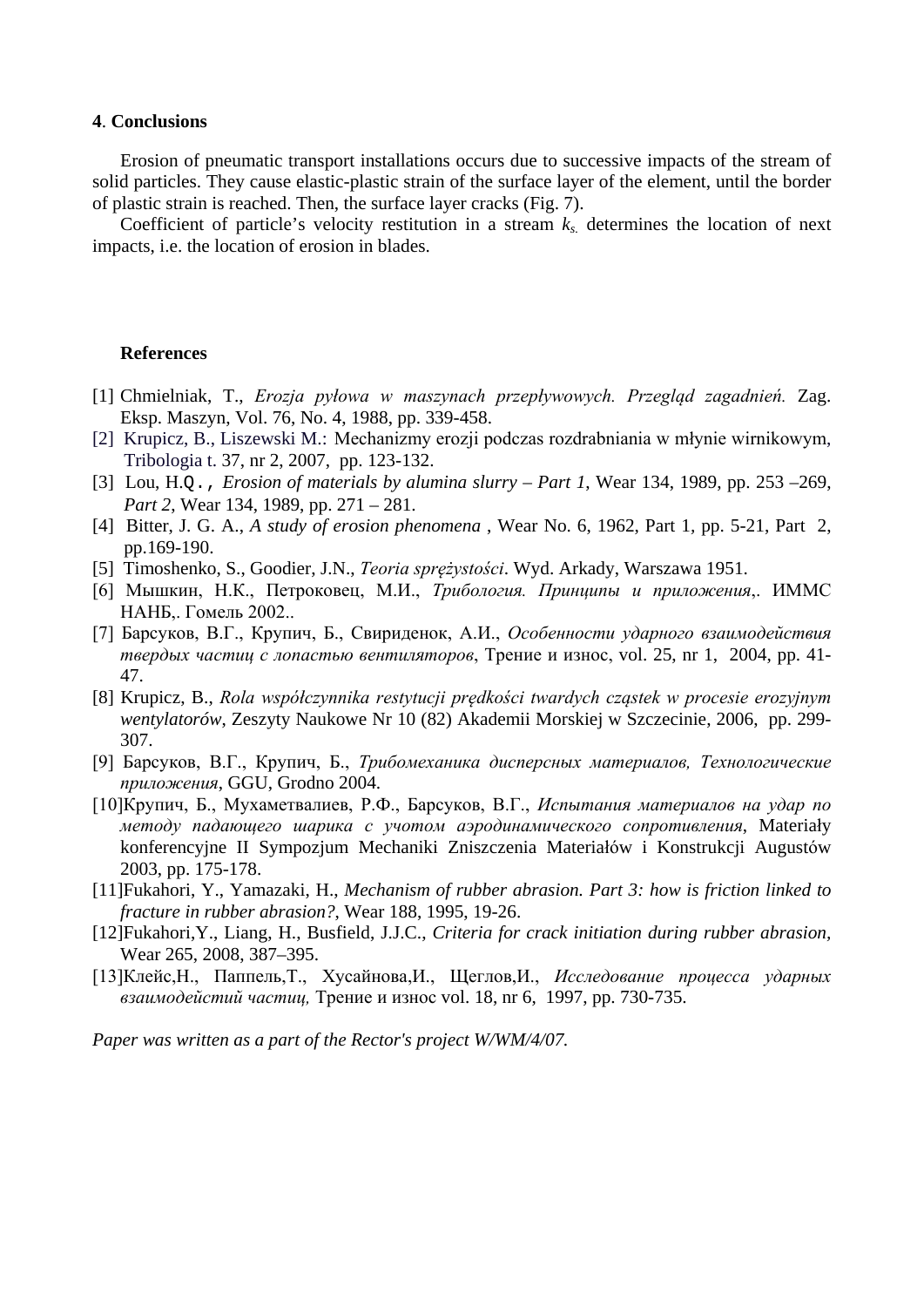## 4. Conclusions

Erosion of pneumatic transport installations occurs due to successive impacts of the stream of solid particles. They cause elastic-plastic strain of the surface layer of the element, until the border of plastic strain is reached. Then, the surface layer cracks (Fig. 7).

Coefficient of particle's velocity restitution in a stream $k_s$ determines the location of next impacts, i.e. the location of erosion in blades.

### References

[1] Chmielniak, T., *Erozja pyłowa w maszynach przepływowych. Przegląd zagadnień.* Zag. Eksp. Maszyn, Vol. 76, No. 4, 1988, pp. 339-458.

[2] Krupicz, B., Liszewski M.: Mechanizmy erozji podczas rozdrabniania w młynie wirnikowym, Tribologia t. 37, nr 2, 2007, pp. 123-132.

[3] Lou, H.Q., *Erosion of materials by alumina slurry – Part 1*, Wear 134, 1989, pp. 253 –269, *Part 2*, Wear 134, 1989, pp. 271 – 281.

[4] Bitter, J. G. A., *A study of erosion phenomena* , Wear No. 6, 1962, Part 1, pp. 5-21, Part 2, pp.169-190.

[5] Timoshenko, S., Goodier, J.N., *Teoria sprężystości*. Wyd. Arkady, Warszawa 1951.

[6] Мышкин, Н.К., Петроковец, М.И., *Трибология. Принципы и приложения*,. ИММС НАНБ,. Гомель 2002..

[7] Барсуков, В.Г., Крупич, Б., Свириденок, А.И., *Особенности ударного взаимодействия твердых частиц с лопастью вентиляторов*, Трение и износ, vol. 25, nr 1, 2004, pp. 41-47.

[8] Krupicz, B., *Rola współczynnika restytucji prędkości twardych cząstek w procesie erozyjnym wentylatorów*, Zeszyty Naukowe Nr 10 (82) Akademii Morskiej w Szczecinie, 2006, pp. 299-307.

[9] Барсуков, В.Г., Крупич, Б., *Трибомеханика дисперсных материалов, Технологические приложения*, GGU, Grodno 2004.

[10] Крупич, Б., Мухаметвалиев, Р.Ф., Барсуков, В.Г., *Испытания материалов на удар по методу падающего шарика с учетом аэродинамического сопротивления*, Materiały konferencyjne II Sympozjum Mechaniki Zniszczenia Materiałów i Konstrukcji Augustów 2003, pp. 175-178.

[11] Fukahori, Y., Yamazaki, H., *Mechanism of rubber abrasion. Part 3: how is friction linked to fracture in rubber abrasion?*, Wear 188, 1995, 19-26.

[12] Fukahori,Y., Liang, H., Busfield, J.J.C., *Criteria for crack initiation during rubber abrasion*, Wear 265, 2008, 387–395.

[13] Клейс,Н., Паппель,Т., Хусайнова,И., Щеглов,И., *Исследование процесса ударных взаимодейстий частиц,* Трение и износ vol. 18, nr 6, 1997, pp. 730-735.

*Paper was written as a part of the Rector's project W/WM/4/07.*